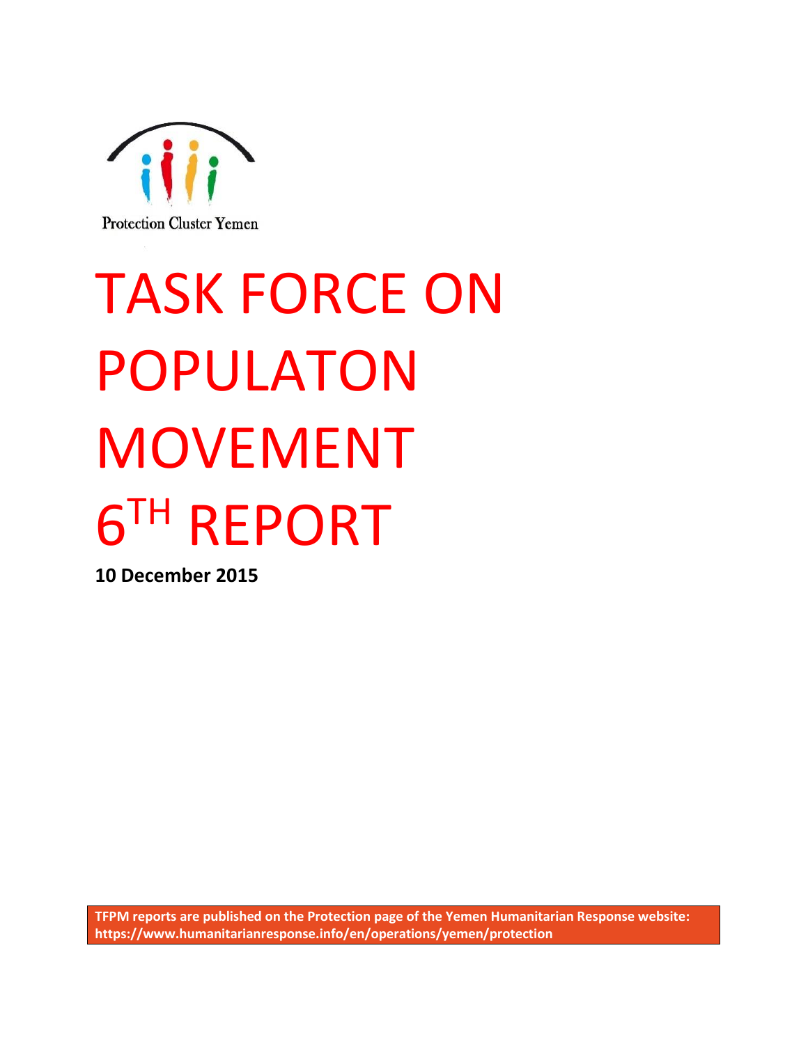Protection Cluster Yemen

# TASK FORCE ON POPULATON MOVEMENT 6TH REPORT

**10 December 2015**

**TFPM reports are published on the Protection page of the Yemen Humanitarian Response website: https://www.humanitarianresponse.info/en/operations/yemen/protection**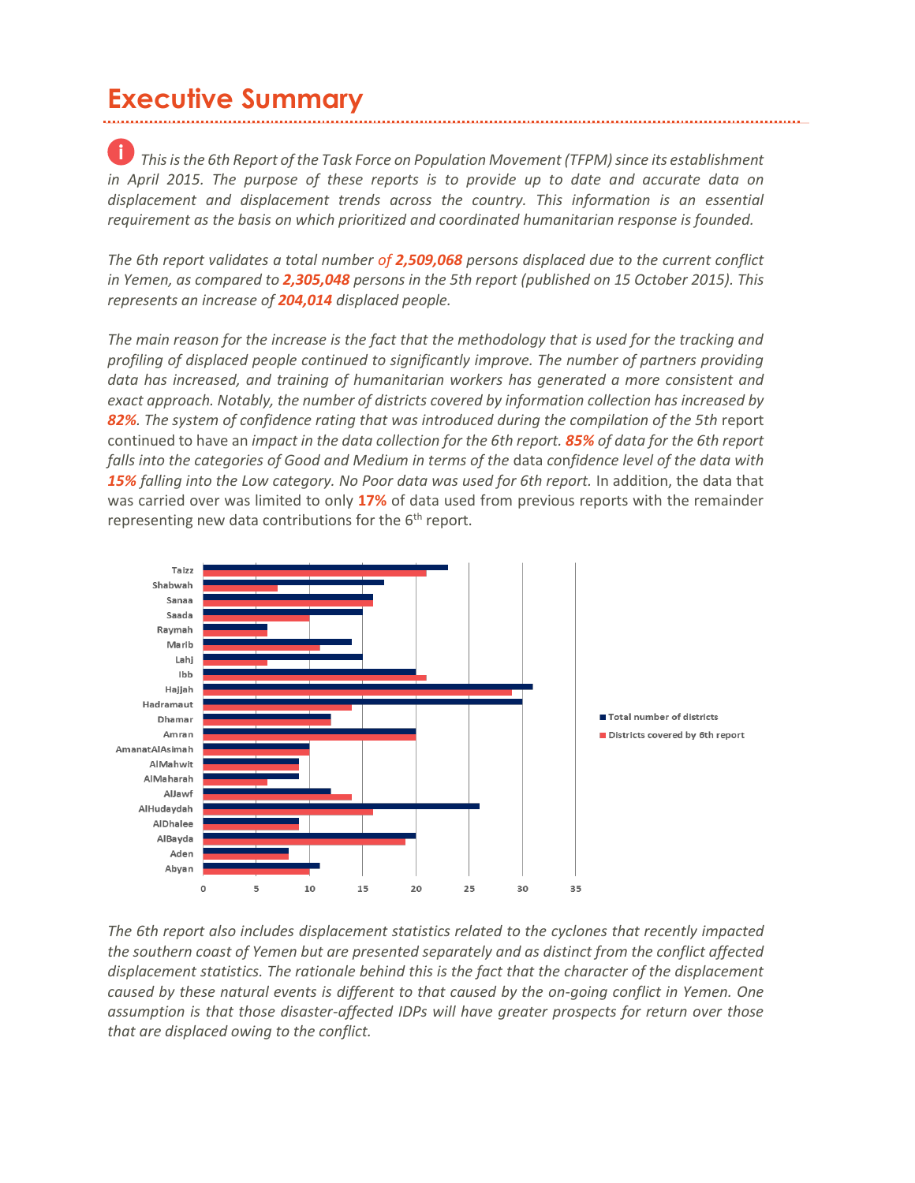# Executive Summary

*This is the 6th Report of the Task Force on Population Movement (TFPM) since its establishment in April 2015. The purpose of these reports is to provide up to date and accurate data on displacement and displacement trends across the country. This information is an essential requirement as the basis on which prioritized and coordinated humanitarian response is founded.*

*The 6th report validates a total number of* ***2,509,068*** *persons displaced due to the current conflict in Yemen, as compared to* ***2,305,048*** *persons in the 5th report (published on 15 October 2015). This represents an increase of* ***204,014*** *displaced people.*

*The main reason for the increase is the fact that the methodology that is used for the tracking and profiling of displaced people continued to significantly improve. The number of partners providing data has increased, and training of humanitarian workers has generated a more consistent and exact approach. Notably, the number of districts covered by information collection has increased by* ***82%****. The system of confidence rating that was introduced during the compilation of the 5th* report continued to have an *impact in the data collection for the 6th report.* ***85%*** *of data for the 6th report falls into the categories of Good and Medium in terms of the* data confidence level of the data with ***15%*** *falling into the Low category. No Poor data was used for 6th report.* In addition, the data that was carried over was limited to only **17%** of data used from previous reports with the remainder representing new data contributions for the 6th report.

| Governorate | Total number of districts | Districts covered by 6th report |
|---|---|---|
| Taizz | 23 | 21 |
| Shabwah | 17 | 7 |
| Sanaa | 16 | 16 |
| Saada | 15 | 10 |
| Raymah | 6 | 6 |
| Marib | 14 | 11 |
| Lahj | 15 | 6 |
| Ibb | 20 | 21 |
| Hajjah | 31 | 29 |
| Hadramaut | 30 | 14 |
| Dhamar | 12 | 12 |
| Amran | 20 | 20 |
| AmanatAlAsimah | 10 | 10 |
| AlMahwit | 9 | 9 |
| AlMaharah | 9 | 6 |
| AlJawf | 12 | 14 |
| AlHudaydah | 26 | 16 |
| AlDhalee | 9 | 9 |
| AlBayda | 20 | 19 |
| Aden | 8 | 8 |
| Abyan | 11 | 10 |

*The 6th report also includes displacement statistics related to the cyclones that recently impacted the southern coast of Yemen but are presented separately and as distinct from the conflict affected displacement statistics. The rationale behind this is the fact that the character of the displacement caused by these natural events is different to that caused by the on-going conflict in Yemen. One assumption is that those disaster-affected IDPs will have greater prospects for return over those that are displaced owing to the conflict.*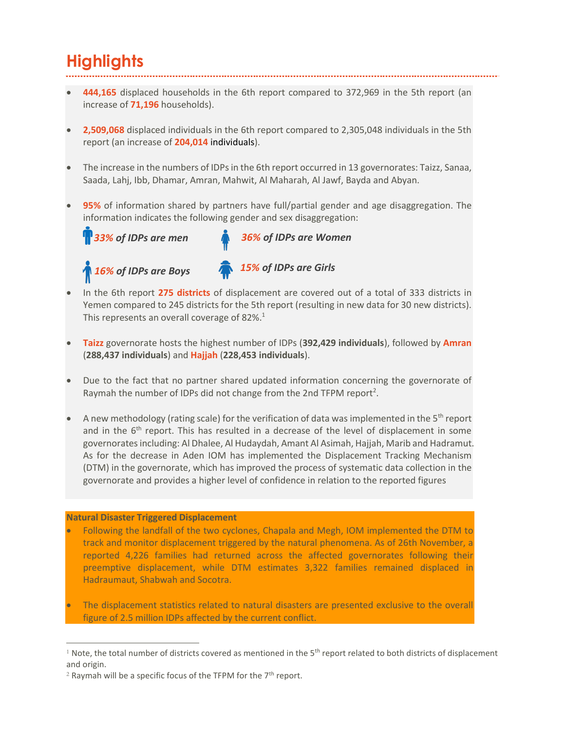# Highlights

- **444,165** displaced households in the 6th report compared to 372,969 in the 5th report (an increase of **71,196** households).

- **2,509,068** displaced individuals in the 6th report compared to 2,305,048 individuals in the 5th report (an increase of **204,014** individuals).

- The increase in the numbers of IDPs in the 6th report occurred in 13 governorates: Taizz, Sanaa, Saada, Lahj, Ibb, Dhamar, Amran, Mahwit, Al Maharah, Al Jawf, Bayda and Abyan.

- **95%** of information shared by partners have full/partial gender and age disaggregation. The information indicates the following gender and sex disaggregation:

  ***33% of IDPs are men***

  ***36% of IDPs are Women***

  ***16% of IDPs are Boys***

  ***15% of IDPs are Girls***

- In the 6th report **275 districts** of displacement are covered out of a total of 333 districts in Yemen compared to 245 districts for the 5th report (resulting in new data for 30 new districts). This represents an overall coverage of 82%.[1]

- **Taizz** governorate hosts the highest number of IDPs (**392,429 individuals**), followed by **Amran** (**288,437 individuals**) and **Hajjah** (**228,453 individuals**).

- Due to the fact that no partner shared updated information concerning the governorate of Raymah the number of IDPs did not change from the 2nd TFPM report[2].

- A new methodology (rating scale) for the verification of data was implemented in the 5th report and in the 6th report. This has resulted in a decrease of the level of displacement in some governorates including: Al Dhalee, Al Hudaydah, Amant Al Asimah, Hajjah, Marib and Hadramut. As for the decrease in Aden IOM has implemented the Displacement Tracking Mechanism (DTM) in the governorate, which has improved the process of systematic data collection in the governorate and provides a higher level of confidence in relation to the reported figures

**Natural Disaster Triggered Displacement**

- Following the landfall of the two cyclones, Chapala and Megh, IOM implemented the DTM to track and monitor displacement triggered by the natural phenomena. As of 26th November, a reported 4,226 families had returned across the affected governorates following their preemptive displacement, while DTM estimates 3,322 families remained displaced in Hadraumaut, Shabwah and Socotra.

- The displacement statistics related to natural disasters are presented exclusive to the overall figure of 2.5 million IDPs affected by the current conflict.

---

[1] Note, the total number of districts covered as mentioned in the 5th report related to both districts of displacement and origin.

[2] Raymah will be a specific focus of the TFPM for the 7th report.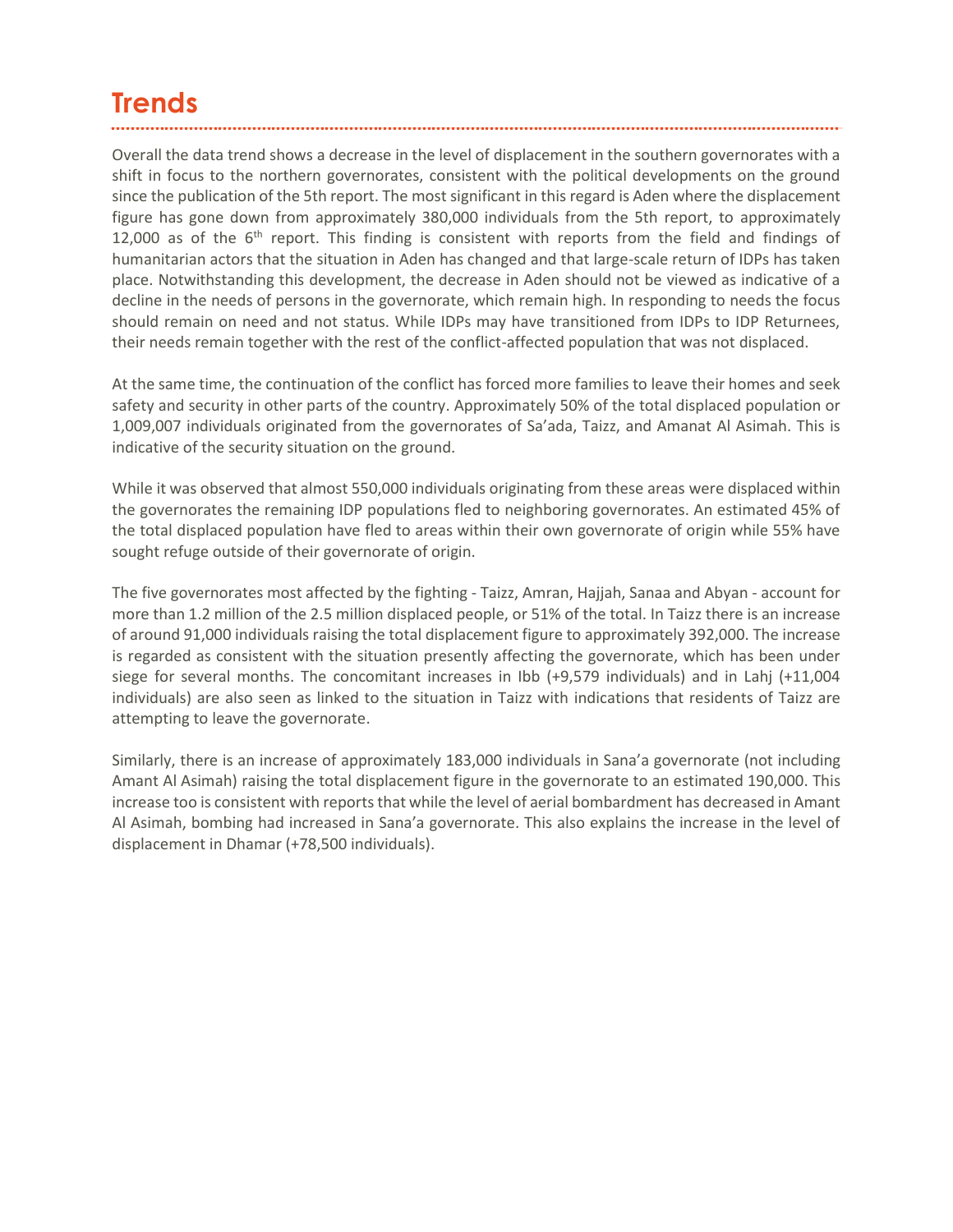# Trends

Overall the data trend shows a decrease in the level of displacement in the southern governorates with a shift in focus to the northern governorates, consistent with the political developments on the ground since the publication of the 5th report. The most significant in this regard is Aden where the displacement figure has gone down from approximately 380,000 individuals from the 5th report, to approximately 12,000 as of the 6th report. This finding is consistent with reports from the field and findings of humanitarian actors that the situation in Aden has changed and that large-scale return of IDPs has taken place. Notwithstanding this development, the decrease in Aden should not be viewed as indicative of a decline in the needs of persons in the governorate, which remain high. In responding to needs the focus should remain on need and not status. While IDPs may have transitioned from IDPs to IDP Returnees, their needs remain together with the rest of the conflict-affected population that was not displaced.

At the same time, the continuation of the conflict has forced more families to leave their homes and seek safety and security in other parts of the country. Approximately 50% of the total displaced population or 1,009,007 individuals originated from the governorates of Sa'ada, Taizz, and Amanat Al Asimah. This is indicative of the security situation on the ground.

While it was observed that almost 550,000 individuals originating from these areas were displaced within the governorates the remaining IDP populations fled to neighboring governorates. An estimated 45% of the total displaced population have fled to areas within their own governorate of origin while 55% have sought refuge outside of their governorate of origin.

The five governorates most affected by the fighting - Taizz, Amran, Hajjah, Sanaa and Abyan - account for more than 1.2 million of the 2.5 million displaced people, or 51% of the total. In Taizz there is an increase of around 91,000 individuals raising the total displacement figure to approximately 392,000. The increase is regarded as consistent with the situation presently affecting the governorate, which has been under siege for several months. The concomitant increases in Ibb (+9,579 individuals) and in Lahj (+11,004 individuals) are also seen as linked to the situation in Taizz with indications that residents of Taizz are attempting to leave the governorate.

Similarly, there is an increase of approximately 183,000 individuals in Sana'a governorate (not including Amant Al Asimah) raising the total displacement figure in the governorate to an estimated 190,000. This increase too is consistent with reports that while the level of aerial bombardment has decreased in Amant Al Asimah, bombing had increased in Sana'a governorate. This also explains the increase in the level of displacement in Dhamar (+78,500 individuals).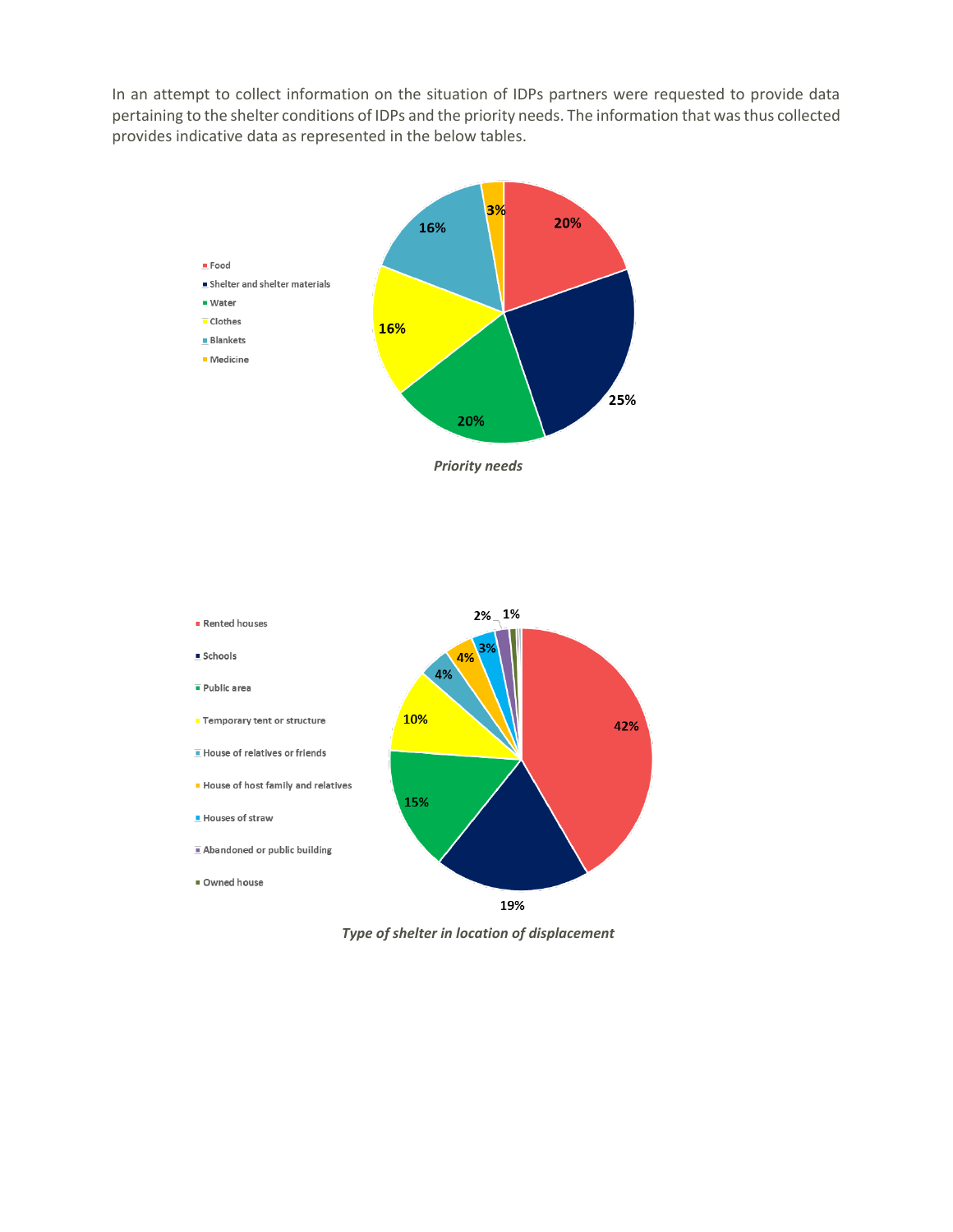In an attempt to collect information on the situation of IDPs partners were requested to provide data pertaining to the shelter conditions of IDPs and the priority needs. The information that was thus collected provides indicative data as represented in the below tables.

| Priority need | % |
|---|---|
| Food | 20% |
| Shelter and shelter materials | 25% |
| Water | 20% |
| Clothes | 16% |
| Blankets | 16% |
| Medicine | 3% |

*Priority needs*

| Type of shelter | % |
|---|---|
| Rented houses | 42% |
| Schools | 19% |
| Public area | 15% |
| Temporary tent or structure | 10% |
| House of relatives or friends | 4% |
| House of host family and relatives | 4% |
| Houses of straw | 3% |
| Abandoned or public building | 2% |
| Owned house | 1% |

*Type of shelter in location of displacement*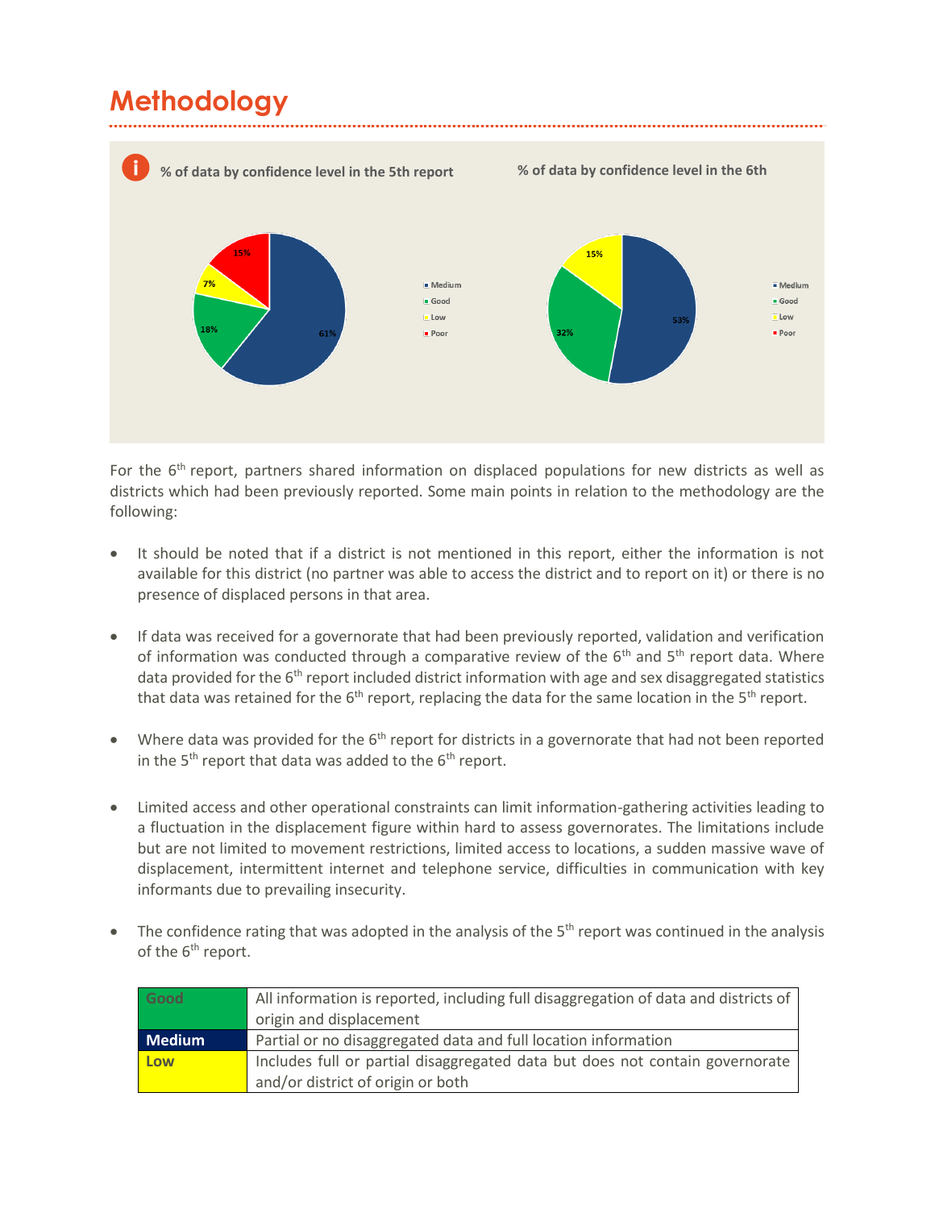# Methodology

**% of data by confidence level in the 5th report**

- Medium: 61%
- Good: 18%
- Low: 7%
- Poor: 15%

**% of data by confidence level in the 6th**

- Medium: 53%
- Good: 32%
- Low: 15%
- Poor

For the 6th report, partners shared information on displaced populations for new districts as well as districts which had been previously reported. Some main points in relation to the methodology are the following:

- It should be noted that if a district is not mentioned in this report, either the information is not available for this district (no partner was able to access the district and to report on it) or there is no presence of displaced persons in that area.

- If data was received for a governorate that had been previously reported, validation and verification of information was conducted through a comparative review of the 6th and 5th report data. Where data provided for the 6th report included district information with age and sex disaggregated statistics that data was retained for the 6th report, replacing the data for the same location in the 5th report.

- Where data was provided for the 6th report for districts in a governorate that had not been reported in the 5th report that data was added to the 6th report.

- Limited access and other operational constraints can limit information-gathering activities leading to a fluctuation in the displacement figure within hard to assess governorates. The limitations include but are not limited to movement restrictions, limited access to locations, a sudden massive wave of displacement, intermittent internet and telephone service, difficulties in communication with key informants due to prevailing insecurity.

- The confidence rating that was adopted in the analysis of the 5th report was continued in the analysis of the 6th report.

| | |
|---|---|
| **Good** | All information is reported, including full disaggregation of data and districts of origin and displacement |
| **Medium** | Partial or no disaggregated data and full location information |
| **Low** | Includes full or partial disaggregated data but does not contain governorate and/or district of origin or both |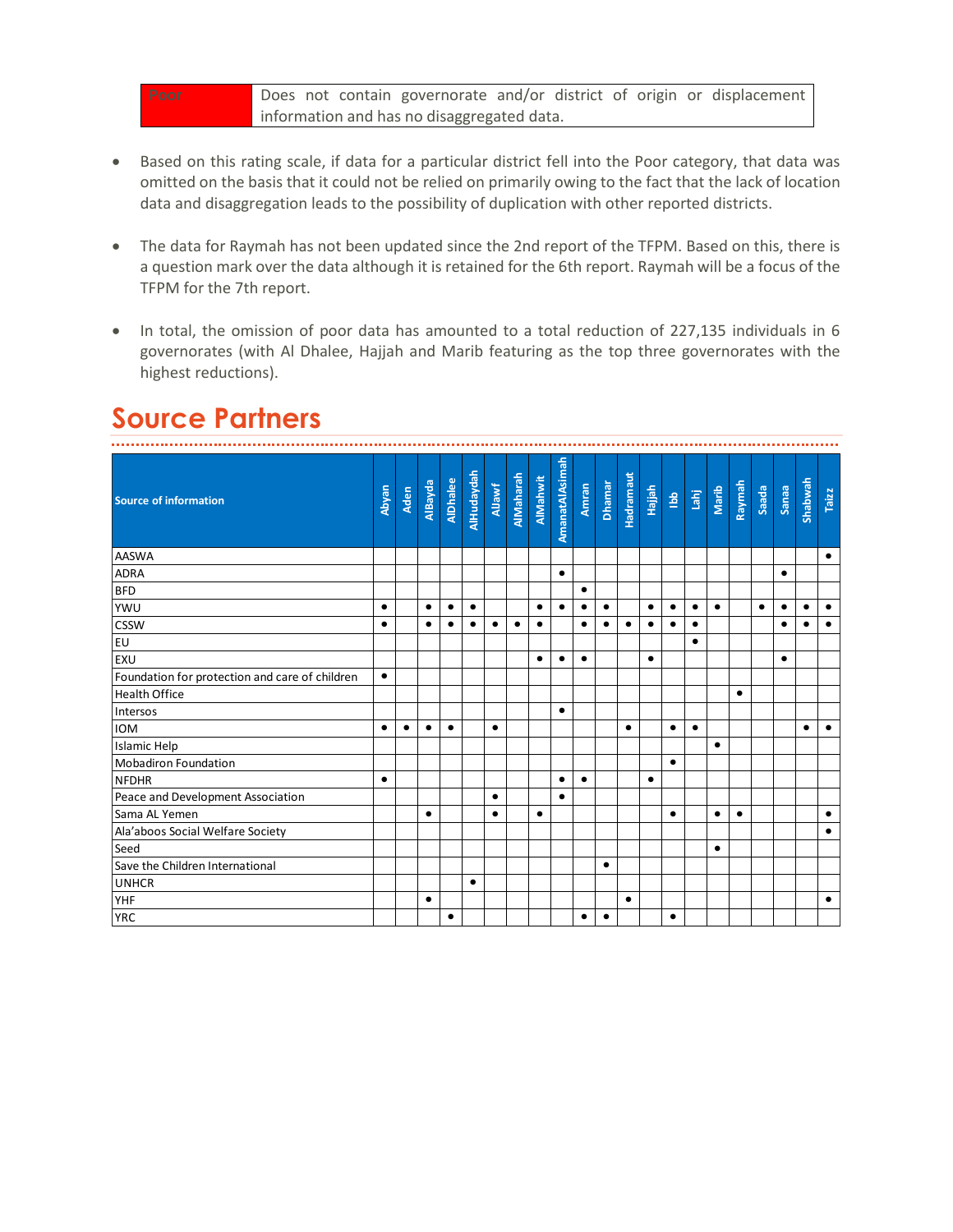| Poor | Does not contain governorate and/or district of origin or displacement information and has no disaggregated data. |
|---|---|

- Based on this rating scale, if data for a particular district fell into the Poor category, that data was omitted on the basis that it could not be relied on primarily owing to the fact that the lack of location data and disaggregation leads to the possibility of duplication with other reported districts.

- The data for Raymah has not been updated since the 2nd report of the TFPM. Based on this, there is a question mark over the data although it is retained for the 6th report. Raymah will be a focus of the TFPM for the 7th report.

- In total, the omission of poor data has amounted to a total reduction of 227,135 individuals in 6 governorates (with Al Dhalee, Hajjah and Marib featuring as the top three governorates with the highest reductions).

# Source Partners

| Source of information | Abyan | Aden | AlBayda | AlDhalee | AlHudaydah | AlJawf | AlMaharah | AlMahwit | AmanatAlAsimah | Amran | Dhamar | Hadramaut | Hajjah | Ibb | Lahj | Marib | Raymah | Saada | Sanaa | Shabwah | Taizz |
|---|---|---|---|---|---|---|---|---|---|---|---|---|---|---|---|---|---|---|---|---|---|
| AASWA | | | | | | | | | | | | | | | | | | | | | • |
| ADRA | | | | | | | | | • | | | | | | | | | | • | | |
| BFD | | | | | | | | | | • | | | | | | | | | | | |
| YWU | • | | • | • | • | | | • | • | • | • | | • | • | • | • | | • | • | • | • |
| CSSW | • | | • | • | • | • | • | • | | • | • | • | • | • | • | | | | • | • | • |
| EU | | | | | | | | | | | | | | | • | | | | | | |
| EXU | | | | | | | | • | • | • | | | • | | | | | | • | | |
| Foundation for protection and care of children | • | | | | | | | | | | | | | | | | | | | | |
| Health Office | | | | | | | | | | | | | | | | | • | | | | |
| Intersos | | | | | | | | | • | | | | | | | | | | | | |
| IOM | • | • | • | • | | • | | | | | | • | | • | • | | | | | • | • |
| Islamic Help | | | | | | | | | | | | | | | | • | | | | | |
| Mobadiron Foundation | | | | | | | | | | | | | | • | | | | | | | |
| NFDHR | • | | | | | | | | • | • | | | • | | | | | | | | |
| Peace and Development Association | | | | | | • | | | • | | | | | | | | | | | | |
| Sama AL Yemen | | | • | | | • | | • | | | | | | • | | • | • | | | | • |
| Ala'aboos Social Welfare Society | | | | | | | | | | | | | | | | | | | | | • |
| Seed | | | | | | | | | | | | | | | | • | | | | | |
| Save the Children International | | | | | | | | | | | • | | | | | | | | | | |
| UNHCR | | | | | • | | | | | | | | | | | | | | | | |
| YHF | | | • | | | | | | | | | • | | | | | | | | | • |
| YRC | | | | • | | | | | | • | • | | | • | | | | | | | |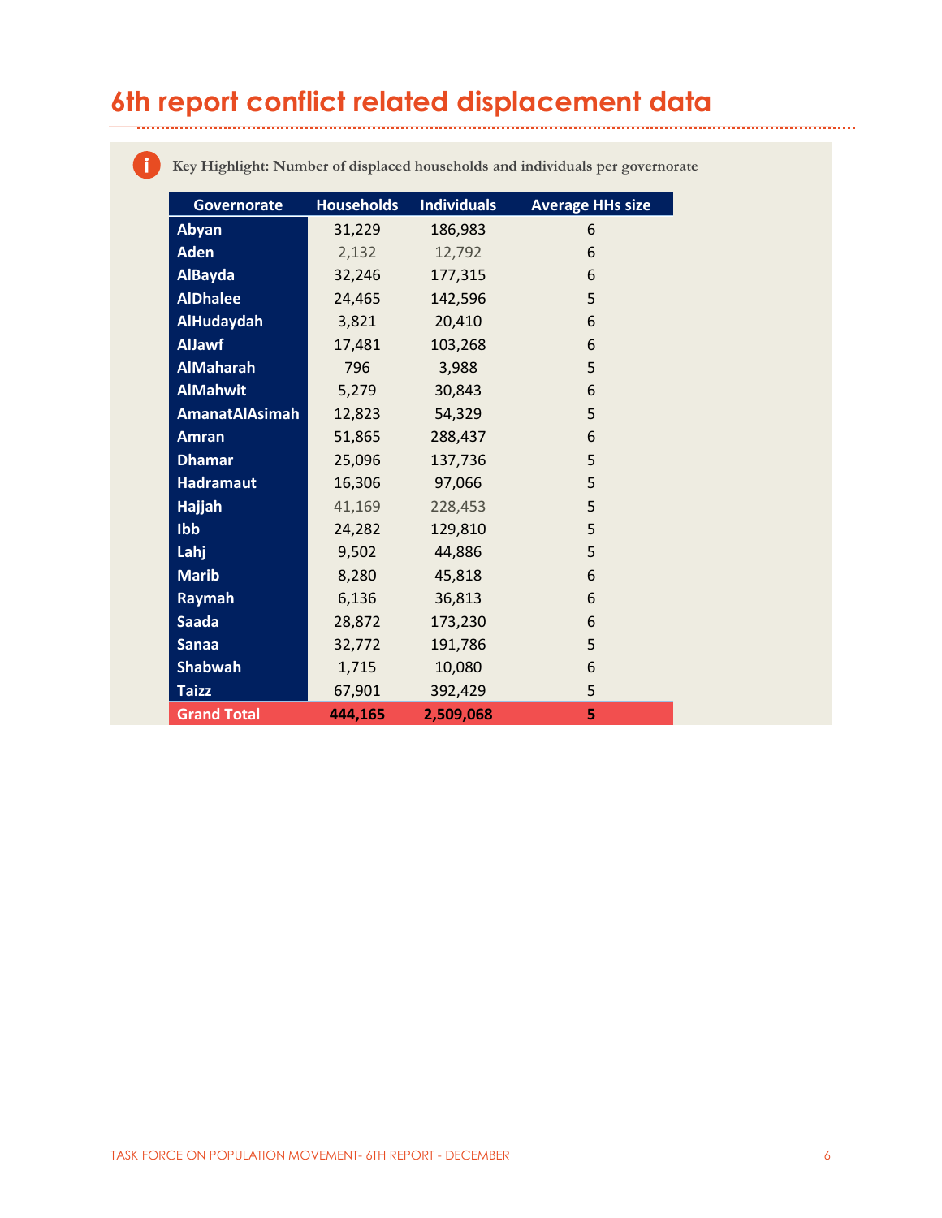# 6th report conflict related displacement data

Key Highlight: Number of displaced households and individuals per governorate

| Governorate | Households | Individuals | Average HHs size |
|---|---|---|---|
| Abyan | 31,229 | 186,983 | 6 |
| Aden | 2,132 | 12,792 | 6 |
| AlBayda | 32,246 | 177,315 | 6 |
| AlDhalee | 24,465 | 142,596 | 5 |
| AlHudaydah | 3,821 | 20,410 | 6 |
| AlJawf | 17,481 | 103,268 | 6 |
| AlMaharah | 796 | 3,988 | 5 |
| AlMahwit | 5,279 | 30,843 | 6 |
| AmanatAlAsimah | 12,823 | 54,329 | 5 |
| Amran | 51,865 | 288,437 | 6 |
| Dhamar | 25,096 | 137,736 | 5 |
| Hadramaut | 16,306 | 97,066 | 5 |
| Hajjah | 41,169 | 228,453 | 5 |
| Ibb | 24,282 | 129,810 | 5 |
| Lahj | 9,502 | 44,886 | 5 |
| Marib | 8,280 | 45,818 | 6 |
| Raymah | 6,136 | 36,813 | 6 |
| Saada | 28,872 | 173,230 | 6 |
| Sanaa | 32,772 | 191,786 | 5 |
| Shabwah | 1,715 | 10,080 | 6 |
| Taizz | 67,901 | 392,429 | 5 |
| **Grand Total** | **444,165** | **2,509,068** | **5** |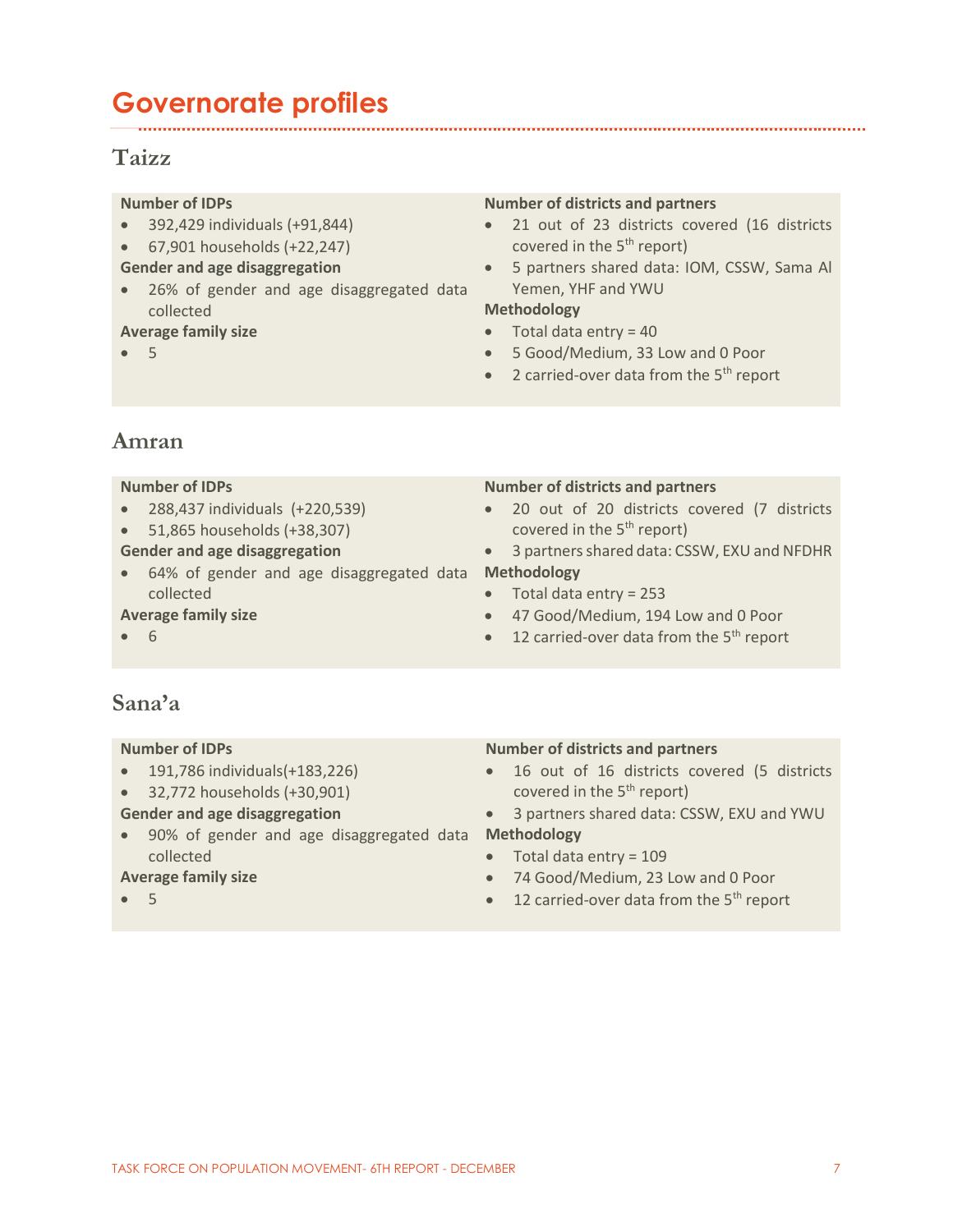# Governorate profiles

## Taizz

**Number of IDPs**
- 392,429 individuals (+91,844)
- 67,901 households (+22,247)

**Gender and age disaggregation**
- 26% of gender and age disaggregated data collected

**Average family size**
- 5

**Number of districts and partners**
- 21 out of 23 districts covered (16 districts covered in the 5th report)
- 5 partners shared data: IOM, CSSW, Sama Al Yemen, YHF and YWU

**Methodology**
- Total data entry = 40
- 5 Good/Medium, 33 Low and 0 Poor
- 2 carried-over data from the 5th report

## Amran

**Number of IDPs**
- 288,437 individuals (+220,539)
- 51,865 households (+38,307)

**Gender and age disaggregation**
- 64% of gender and age disaggregated data collected

**Average family size**
- 6

**Number of districts and partners**
- 20 out of 20 districts covered (7 districts covered in the 5th report)
- 3 partners shared data: CSSW, EXU and NFDHR

**Methodology**
- Total data entry = 253
- 47 Good/Medium, 194 Low and 0 Poor
- 12 carried-over data from the 5th report

## Sana'a

**Number of IDPs**
- 191,786 individuals(+183,226)
- 32,772 households (+30,901)

**Gender and age disaggregation**
- 90% of gender and age disaggregated data collected

**Average family size**
- 5

**Number of districts and partners**
- 16 out of 16 districts covered (5 districts covered in the 5th report)
- 3 partners shared data: CSSW, EXU and YWU

**Methodology**
- Total data entry = 109
- 74 Good/Medium, 23 Low and 0 Poor
- 12 carried-over data from the 5th report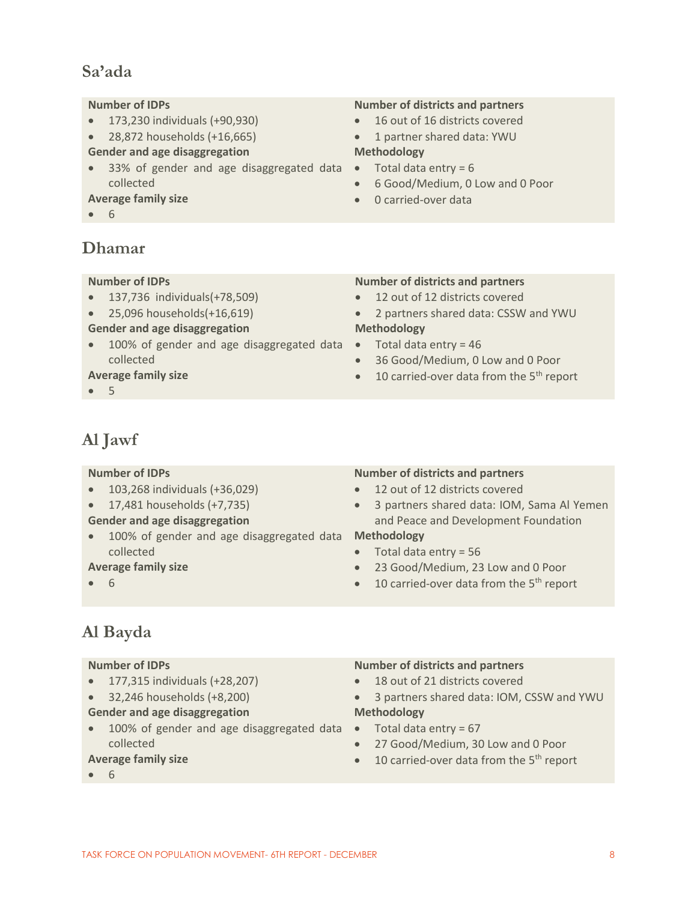## Sa'ada

**Number of IDPs**
- 173,230 individuals (+90,930)
- 28,872 households (+16,665)

**Gender and age disaggregation**
- 33% of gender and age disaggregated data collected

**Average family size**
- 6

**Number of districts and partners**
- 16 out of 16 districts covered
- 1 partner shared data: YWU

**Methodology**
- Total data entry = 6
- 6 Good/Medium, 0 Low and 0 Poor
- 0 carried-over data

## Dhamar

**Number of IDPs**
- 137,736 individuals(+78,509)
- 25,096 households(+16,619)

**Gender and age disaggregation**
- 100% of gender and age disaggregated data collected

**Average family size**
- 5

**Number of districts and partners**
- 12 out of 12 districts covered
- 2 partners shared data: CSSW and YWU

**Methodology**
- Total data entry = 46
- 36 Good/Medium, 0 Low and 0 Poor
- 10 carried-over data from the 5th report

## Al Jawf

**Number of IDPs**
- 103,268 individuals (+36,029)
- 17,481 households (+7,735)

**Gender and age disaggregation**
- 100% of gender and age disaggregated data collected

**Average family size**
- 6

**Number of districts and partners**
- 12 out of 12 districts covered
- 3 partners shared data: IOM, Sama Al Yemen and Peace and Development Foundation

**Methodology**
- Total data entry = 56
- 23 Good/Medium, 23 Low and 0 Poor
- 10 carried-over data from the 5th report

## Al Bayda

**Number of IDPs**
- 177,315 individuals (+28,207)
- 32,246 households (+8,200)

**Gender and age disaggregation**
- 100% of gender and age disaggregated data collected

**Average family size**
- 6

**Number of districts and partners**
- 18 out of 21 districts covered
- 3 partners shared data: IOM, CSSW and YWU

**Methodology**
- Total data entry = 67
- 27 Good/Medium, 30 Low and 0 Poor
- 10 carried-over data from the 5th report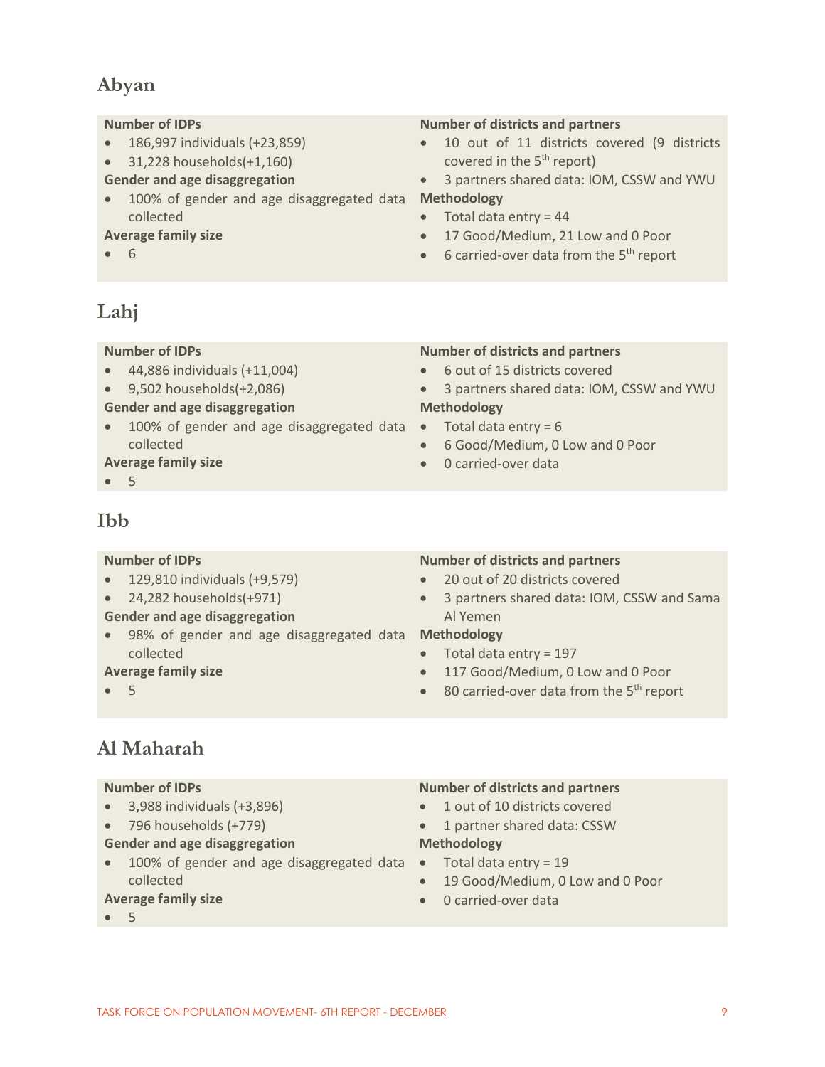## Abyan

**Number of IDPs**

- 186,997 individuals (+23,859)
- 31,228 households(+1,160)

**Gender and age disaggregation**

- 100% of gender and age disaggregated data collected

**Average family size**

- 6

**Number of districts and partners**

- 10 out of 11 districts covered (9 districts covered in the 5th report)
- 3 partners shared data: IOM, CSSW and YWU

**Methodology**

- Total data entry = 44
- 17 Good/Medium, 21 Low and 0 Poor
- 6 carried-over data from the 5th report

## Lahj

**Number of IDPs**

- 44,886 individuals (+11,004)
- 9,502 households(+2,086)

**Gender and age disaggregation**

- 100% of gender and age disaggregated data collected

**Average family size**

- 5

**Number of districts and partners**

- 6 out of 15 districts covered
- 3 partners shared data: IOM, CSSW and YWU

**Methodology**

- Total data entry = 6
- 6 Good/Medium, 0 Low and 0 Poor
- 0 carried-over data

## Ibb

**Number of IDPs**

- 129,810 individuals (+9,579)
- 24,282 households(+971)

**Gender and age disaggregation**

- 98% of gender and age disaggregated data collected

**Average family size**

- 5

**Number of districts and partners**

- 20 out of 20 districts covered
- 3 partners shared data: IOM, CSSW and Sama Al Yemen

**Methodology**

- Total data entry = 197
- 117 Good/Medium, 0 Low and 0 Poor
- 80 carried-over data from the 5th report

## Al Maharah

**Number of IDPs**

- 3,988 individuals (+3,896)
- 796 households (+779)

**Gender and age disaggregation**

- 100% of gender and age disaggregated data collected

**Average family size**

- 5

**Number of districts and partners**

- 1 out of 10 districts covered
- 1 partner shared data: CSSW

**Methodology**

- Total data entry = 19
- 19 Good/Medium, 0 Low and 0 Poor
- 0 carried-over data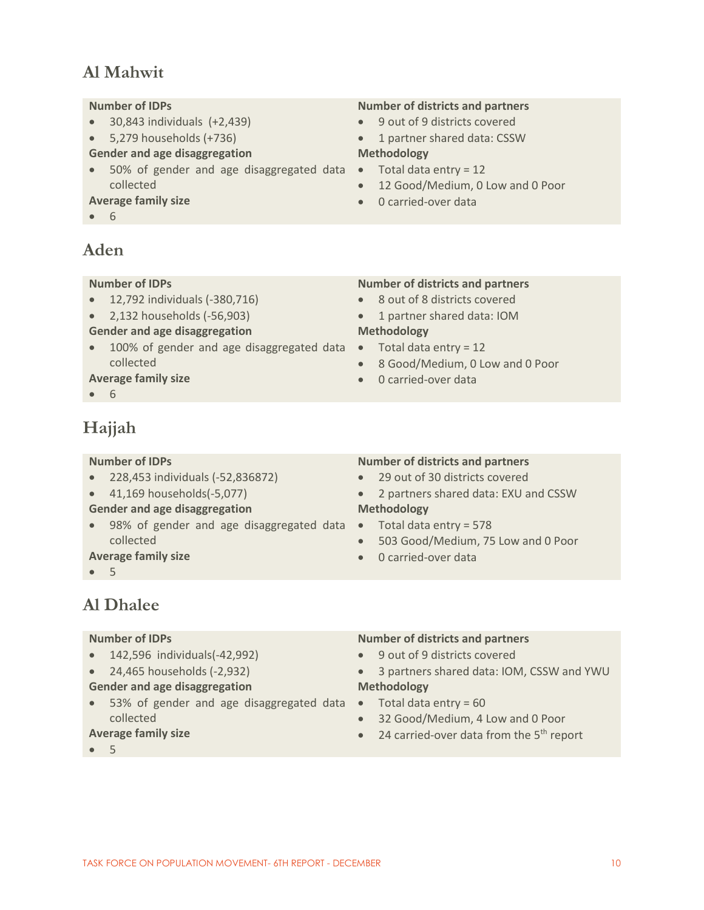## Al Mahwit

**Number of IDPs**

- 30,843 individuals (+2,439)
- 5,279 households (+736)

**Gender and age disaggregation**

- 50% of gender and age disaggregated data collected

**Average family size**

- 6

**Number of districts and partners**

- 9 out of 9 districts covered
- 1 partner shared data: CSSW

**Methodology**

- Total data entry = 12
- 12 Good/Medium, 0 Low and 0 Poor
- 0 carried-over data

## Aden

**Number of IDPs**

- 12,792 individuals (-380,716)
- 2,132 households (-56,903)

**Gender and age disaggregation**

- 100% of gender and age disaggregated data collected

**Average family size**

- 6

**Number of districts and partners**

- 8 out of 8 districts covered
- 1 partner shared data: IOM

**Methodology**

- Total data entry = 12
- 8 Good/Medium, 0 Low and 0 Poor
- 0 carried-over data

## Hajjah

**Number of IDPs**

- 228,453 individuals (-52,836872)
- 41,169 households(-5,077)

**Gender and age disaggregation**

- 98% of gender and age disaggregated data collected

**Average family size**

- 5

**Number of districts and partners**

- 29 out of 30 districts covered
- 2 partners shared data: EXU and CSSW

**Methodology**

- Total data entry = 578
- 503 Good/Medium, 75 Low and 0 Poor
- 0 carried-over data

## Al Dhalee

**Number of IDPs**

- 142,596 individuals(-42,992)
- 24,465 households (-2,932)

**Gender and age disaggregation**

- 53% of gender and age disaggregated data collected

**Average family size**

- 5

**Number of districts and partners**

- 9 out of 9 districts covered
- 3 partners shared data: IOM, CSSW and YWU

**Methodology**

- Total data entry = 60
- 32 Good/Medium, 4 Low and 0 Poor
- 24 carried-over data from the 5th report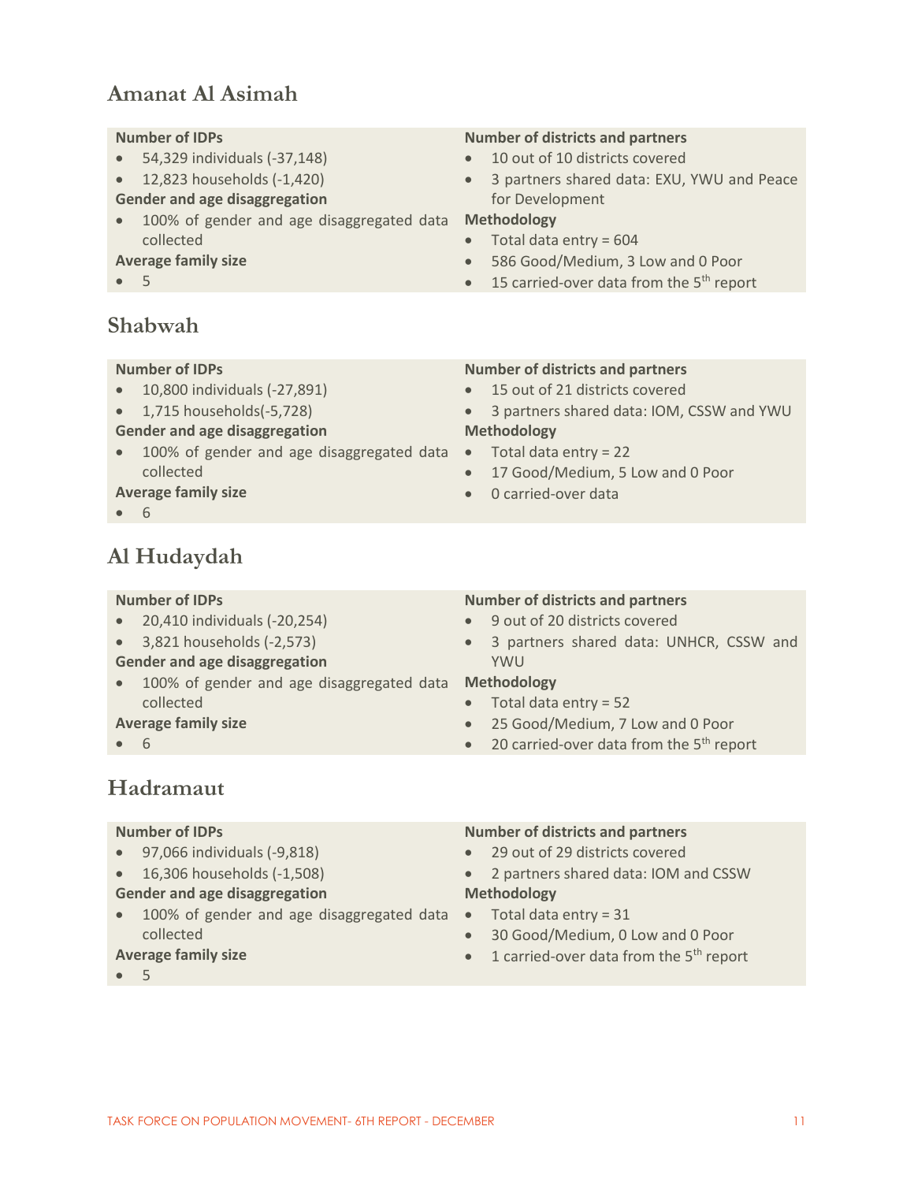## Amanat Al Asimah

**Number of IDPs**
- 54,329 individuals (-37,148)
- 12,823 households (-1,420)

**Gender and age disaggregation**
- 100% of gender and age disaggregated data collected

**Average family size**
- 5

**Number of districts and partners**
- 10 out of 10 districts covered
- 3 partners shared data: EXU, YWU and Peace for Development

**Methodology**
- Total data entry = 604
- 586 Good/Medium, 3 Low and 0 Poor
- 15 carried-over data from the 5th report

## Shabwah

**Number of IDPs**
- 10,800 individuals (-27,891)
- 1,715 households(-5,728)

**Gender and age disaggregation**
- 100% of gender and age disaggregated data collected

**Average family size**
- 6

**Number of districts and partners**
- 15 out of 21 districts covered
- 3 partners shared data: IOM, CSSW and YWU

**Methodology**
- Total data entry = 22
- 17 Good/Medium, 5 Low and 0 Poor
- 0 carried-over data

## Al Hudaydah

**Number of IDPs**
- 20,410 individuals (-20,254)
- 3,821 households (-2,573)

**Gender and age disaggregation**
- 100% of gender and age disaggregated data collected

**Average family size**
- 6

**Number of districts and partners**
- 9 out of 20 districts covered
- 3 partners shared data: UNHCR, CSSW and YWU

**Methodology**
- Total data entry = 52
- 25 Good/Medium, 7 Low and 0 Poor
- 20 carried-over data from the 5th report

## Hadramaut

**Number of IDPs**
- 97,066 individuals (-9,818)
- 16,306 households (-1,508)

**Gender and age disaggregation**
- 100% of gender and age disaggregated data collected

**Average family size**
- 5

**Number of districts and partners**
- 29 out of 29 districts covered
- 2 partners shared data: IOM and CSSW

**Methodology**
- Total data entry = 31
- 30 Good/Medium, 0 Low and 0 Poor
- 1 carried-over data from the 5th report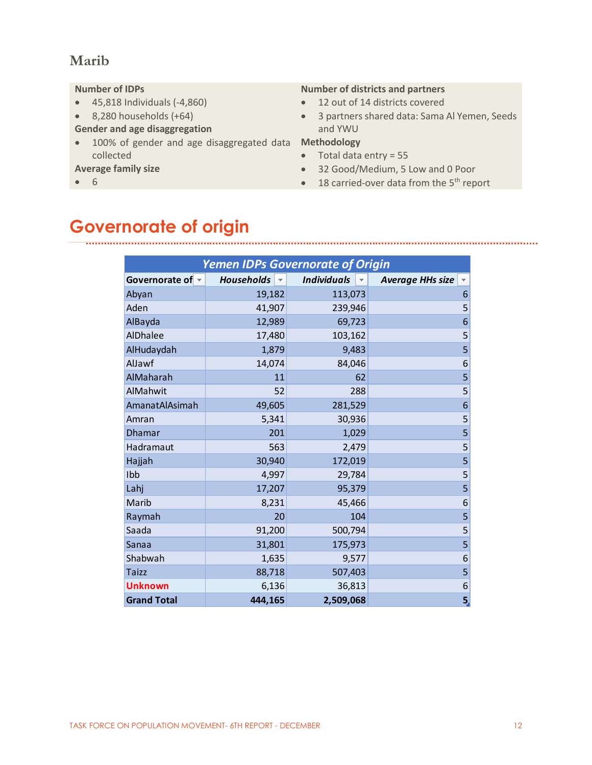## Marib

**Number of IDPs**

- 45,818 Individuals (-4,860)
- 8,280 households (+64)

**Gender and age disaggregation**

- 100% of gender and age disaggregated data collected

**Average family size**

- 6

**Number of districts and partners**

- 12 out of 14 districts covered
- 3 partners shared data: Sama Al Yemen, Seeds and YWU

**Methodology**

- Total data entry = 55
- 32 Good/Medium, 5 Low and 0 Poor
- 18 carried-over data from the 5th report

# Governorate of origin

| Yemen IDPs Governorate of Origin | | | |
|---|---|---|---|
| **Governorate of** | ***Households*** | ***Individuals*** | ***Average HHs size*** |
| Abyan | 19,182 | 113,073 | 6 |
| Aden | 41,907 | 239,946 | 5 |
| AlBayda | 12,989 | 69,723 | 6 |
| AlDhalee | 17,480 | 103,162 | 5 |
| AlHudaydah | 1,879 | 9,483 | 5 |
| AlJawf | 14,074 | 84,046 | 6 |
| AlMaharah | 11 | 62 | 5 |
| AlMahwit | 52 | 288 | 5 |
| AmanatAlAsimah | 49,605 | 281,529 | 6 |
| Amran | 5,341 | 30,936 | 5 |
| Dhamar | 201 | 1,029 | 5 |
| Hadramaut | 563 | 2,479 | 5 |
| Hajjah | 30,940 | 172,019 | 5 |
| Ibb | 4,997 | 29,784 | 5 |
| Lahj | 17,207 | 95,379 | 5 |
| Marib | 8,231 | 45,466 | 6 |
| Raymah | 20 | 104 | 5 |
| Saada | 91,200 | 500,794 | 5 |
| Sanaa | 31,801 | 175,973 | 5 |
| Shabwah | 1,635 | 9,577 | 6 |
| Taizz | 88,718 | 507,403 | 5 |
| **Unknown** | 6,136 | 36,813 | 6 |
| **Grand Total** | **444,165** | **2,509,068** | **5** |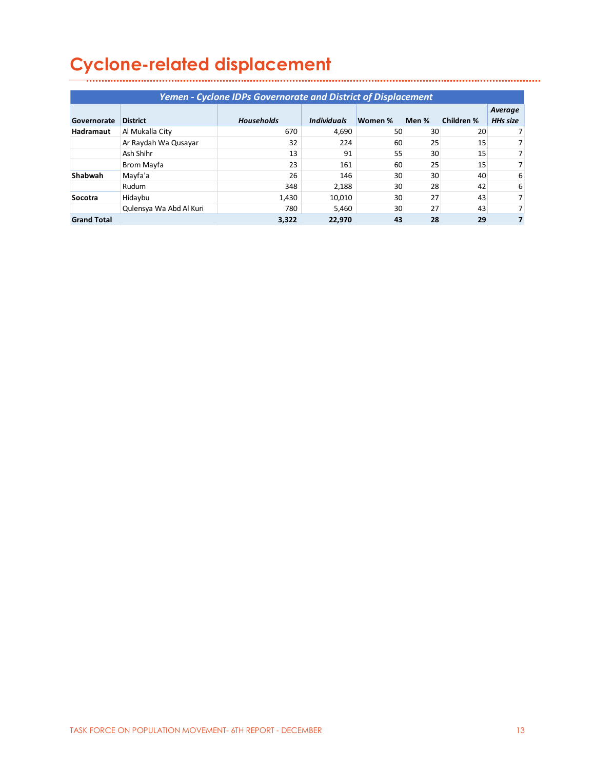# Cyclone-related displacement

| Yemen - Cyclone IDPs Governorate and District of Displacement | | | | | | | |
|---|---|---|---|---|---|---|---|
| **Governorate** | **District** | ***Households*** | ***Individuals*** | **Women %** | **Men %** | **Children %** | ***Average HHs size*** |
| **Hadramaut** | Al Mukalla City | 670 | 4,690 | 50 | 30 | 20 | 7 |
| | Ar Raydah Wa Qusayar | 32 | 224 | 60 | 25 | 15 | 7 |
| | Ash Shihr | 13 | 91 | 55 | 30 | 15 | 7 |
| | Brom Mayfa | 23 | 161 | 60 | 25 | 15 | 7 |
| **Shabwah** | Mayfa'a | 26 | 146 | 30 | 30 | 40 | 6 |
| | Rudum | 348 | 2,188 | 30 | 28 | 42 | 6 |
| **Socotra** | Hidaybu | 1,430 | 10,010 | 30 | 27 | 43 | 7 |
| | Qulensya Wa Abd Al Kuri | 780 | 5,460 | 30 | 27 | 43 | 7 |
| **Grand Total** | | **3,322** | **22,970** | **43** | **28** | **29** | **7** |